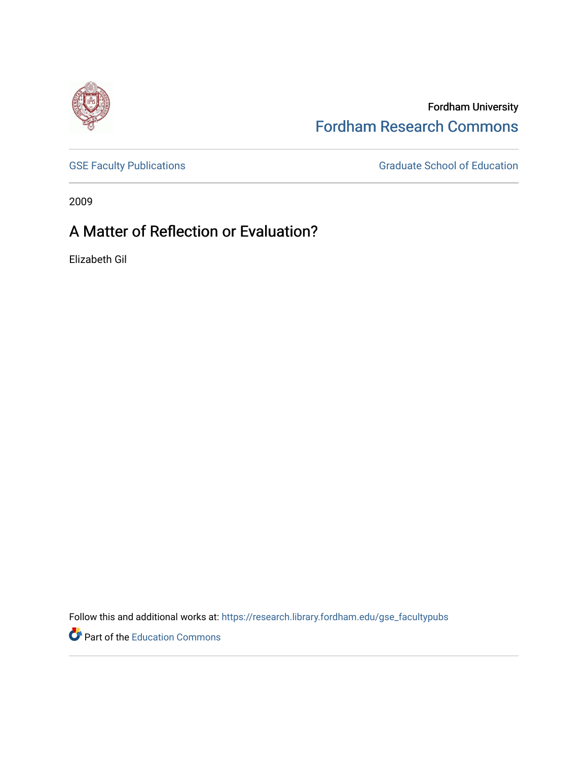Fordham University

Fordham Research Commons

GSE Faculty Publications

Graduate School of Education

2009

# A Matter of Reflection or Evaluation?

Elizabeth Gil

Follow this and additional works at: https://research.library.fordham.edu/gse_facultypubs

Part of the Education Commons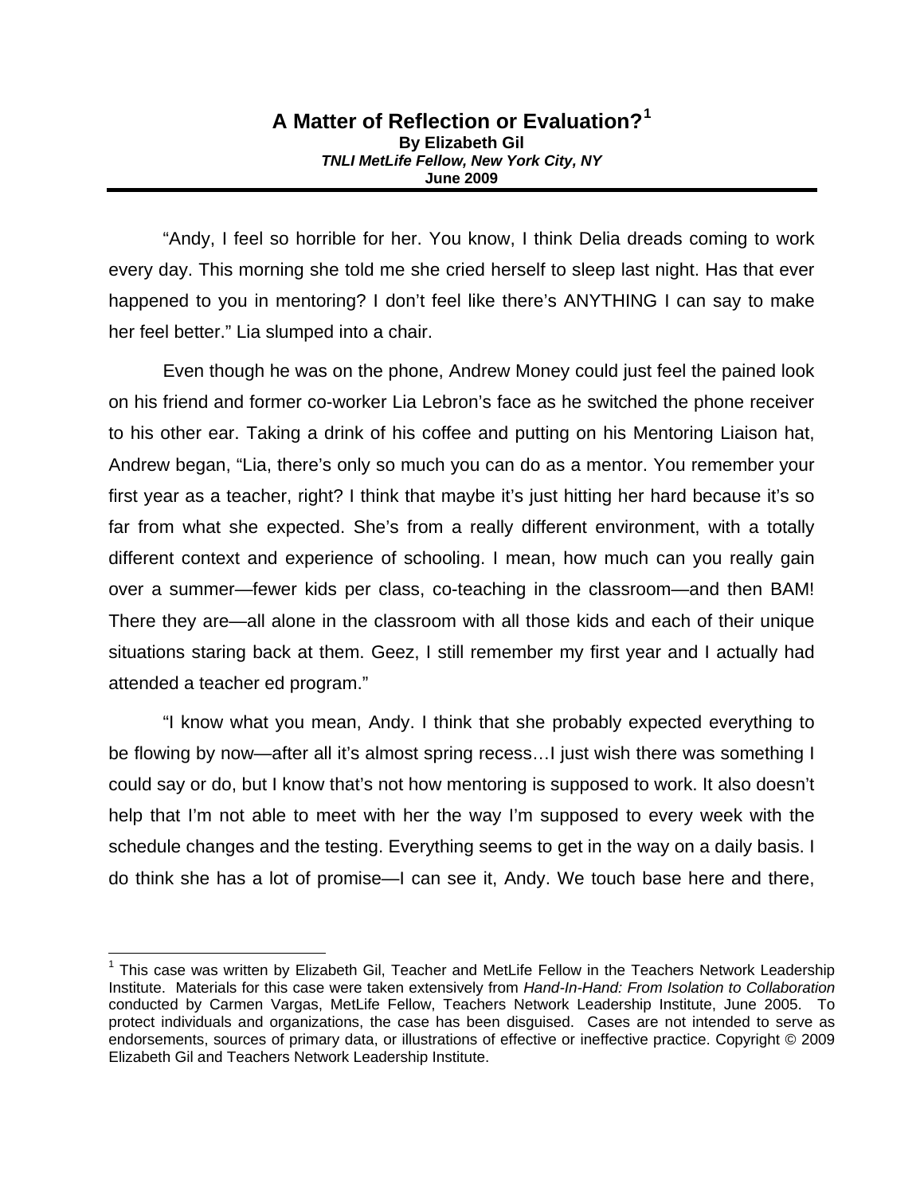# A Matter of Reflection or Evaluation?[1]

**By Elizabeth Gil**
***TNLI MetLife Fellow, New York City, NY***
**June 2009**

---

"Andy, I feel so horrible for her. You know, I think Delia dreads coming to work every day. This morning she told me she cried herself to sleep last night. Has that ever happened to you in mentoring? I don't feel like there's ANYTHING I can say to make her feel better." Lia slumped into a chair.

Even though he was on the phone, Andrew Money could just feel the pained look on his friend and former co-worker Lia Lebron's face as he switched the phone receiver to his other ear. Taking a drink of his coffee and putting on his Mentoring Liaison hat, Andrew began, "Lia, there's only so much you can do as a mentor. You remember your first year as a teacher, right? I think that maybe it's just hitting her hard because it's so far from what she expected. She's from a really different environment, with a totally different context and experience of schooling. I mean, how much can you really gain over a summer—fewer kids per class, co-teaching in the classroom—and then BAM! There they are—all alone in the classroom with all those kids and each of their unique situations staring back at them. Geez, I still remember my first year and I actually had attended a teacher ed program."

"I know what you mean, Andy. I think that she probably expected everything to be flowing by now—after all it's almost spring recess…I just wish there was something I could say or do, but I know that's not how mentoring is supposed to work. It also doesn't help that I'm not able to meet with her the way I'm supposed to every week with the schedule changes and the testing. Everything seems to get in the way on a daily basis. I do think she has a lot of promise—I can see it, Andy. We touch base here and there,

---

[1] This case was written by Elizabeth Gil, Teacher and MetLife Fellow in the Teachers Network Leadership Institute. Materials for this case were taken extensively from *Hand-In-Hand: From Isolation to Collaboration* conducted by Carmen Vargas, MetLife Fellow, Teachers Network Leadership Institute, June 2005. To protect individuals and organizations, the case has been disguised. Cases are not intended to serve as endorsements, sources of primary data, or illustrations of effective or ineffective practice. Copyright © 2009 Elizabeth Gil and Teachers Network Leadership Institute.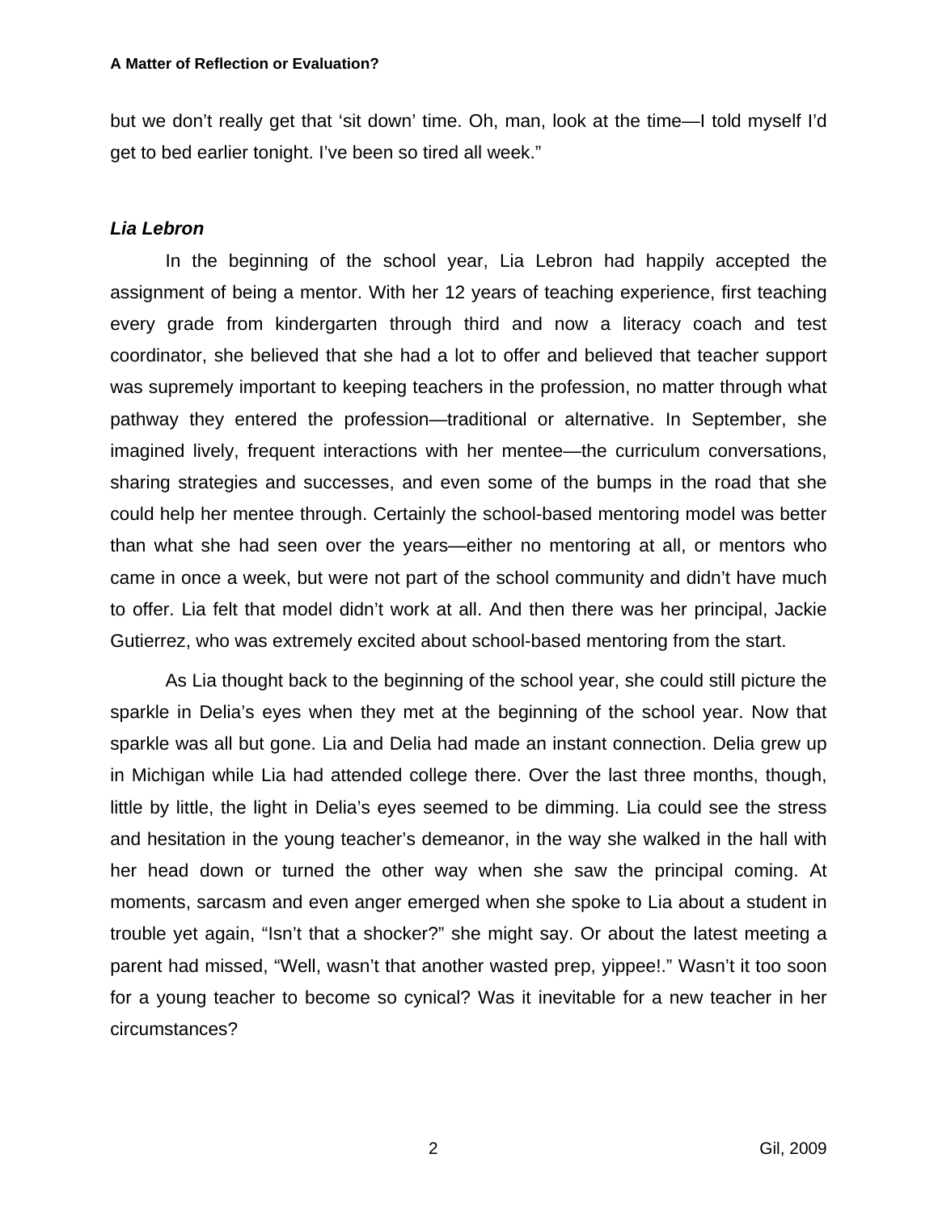but we don't really get that 'sit down' time. Oh, man, look at the time—I told myself I'd get to bed earlier tonight. I've been so tired all week."

### *Lia Lebron*

In the beginning of the school year, Lia Lebron had happily accepted the assignment of being a mentor. With her 12 years of teaching experience, first teaching every grade from kindergarten through third and now a literacy coach and test coordinator, she believed that she had a lot to offer and believed that teacher support was supremely important to keeping teachers in the profession, no matter through what pathway they entered the profession—traditional or alternative. In September, she imagined lively, frequent interactions with her mentee—the curriculum conversations, sharing strategies and successes, and even some of the bumps in the road that she could help her mentee through. Certainly the school-based mentoring model was better than what she had seen over the years—either no mentoring at all, or mentors who came in once a week, but were not part of the school community and didn't have much to offer. Lia felt that model didn't work at all. And then there was her principal, Jackie Gutierrez, who was extremely excited about school-based mentoring from the start.

As Lia thought back to the beginning of the school year, she could still picture the sparkle in Delia's eyes when they met at the beginning of the school year. Now that sparkle was all but gone. Lia and Delia had made an instant connection. Delia grew up in Michigan while Lia had attended college there. Over the last three months, though, little by little, the light in Delia's eyes seemed to be dimming. Lia could see the stress and hesitation in the young teacher's demeanor, in the way she walked in the hall with her head down or turned the other way when she saw the principal coming. At moments, sarcasm and even anger emerged when she spoke to Lia about a student in trouble yet again, "Isn't that a shocker?" she might say. Or about the latest meeting a parent had missed, "Well, wasn't that another wasted prep, yippee!." Wasn't it too soon for a young teacher to become so cynical? Was it inevitable for a new teacher in her circumstances?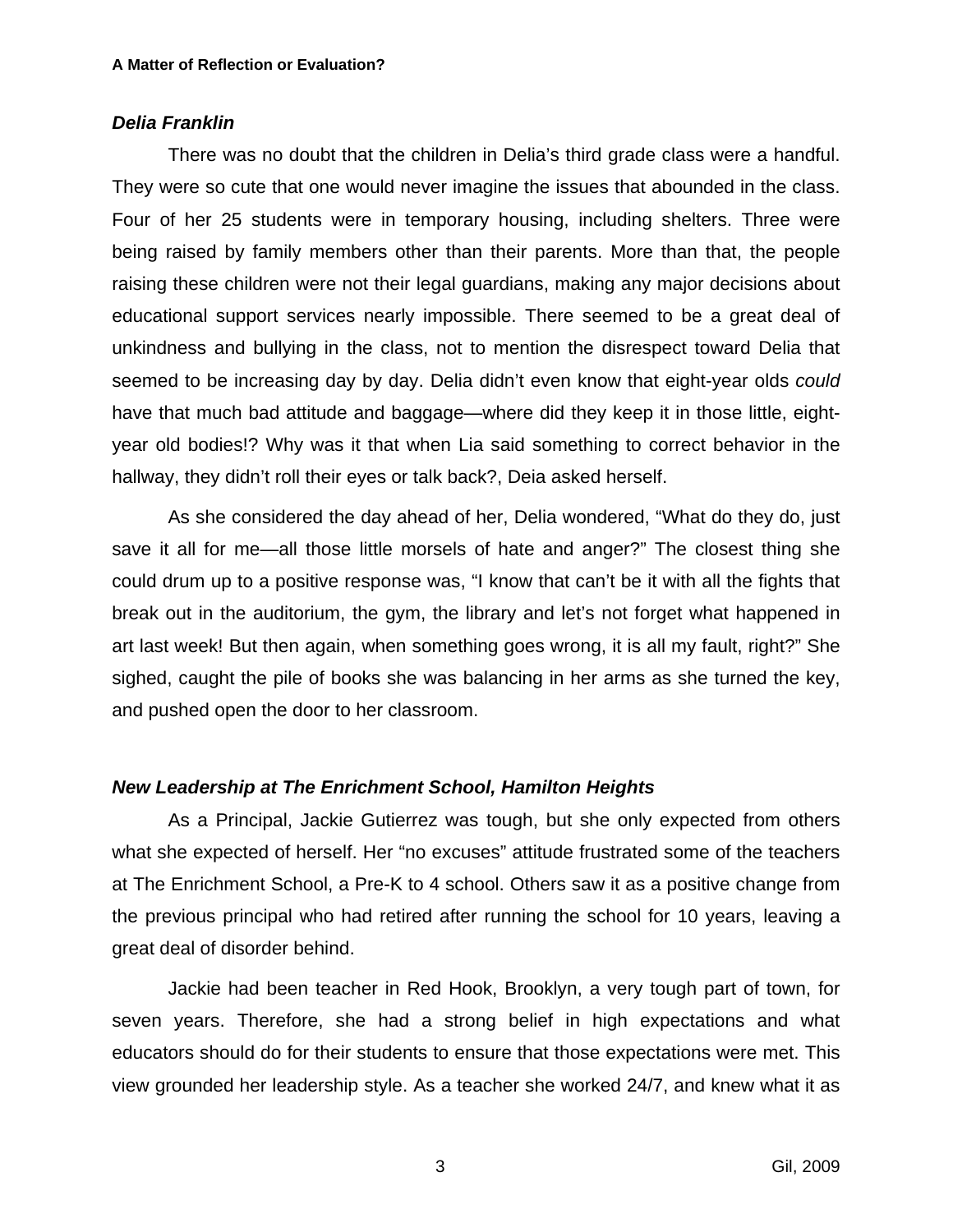***Delia Franklin***

There was no doubt that the children in Delia's third grade class were a handful. They were so cute that one would never imagine the issues that abounded in the class. Four of her 25 students were in temporary housing, including shelters. Three were being raised by family members other than their parents. More than that, the people raising these children were not their legal guardians, making any major decisions about educational support services nearly impossible. There seemed to be a great deal of unkindness and bullying in the class, not to mention the disrespect toward Delia that seemed to be increasing day by day. Delia didn't even know that eight-year olds *could* have that much bad attitude and baggage—where did they keep it in those little, eight-year old bodies!? Why was it that when Lia said something to correct behavior in the hallway, they didn't roll their eyes or talk back?, Deia asked herself.

As she considered the day ahead of her, Delia wondered, "What do they do, just save it all for me—all those little morsels of hate and anger?" The closest thing she could drum up to a positive response was, "I know that can't be it with all the fights that break out in the auditorium, the gym, the library and let's not forget what happened in art last week! But then again, when something goes wrong, it is all my fault, right?" She sighed, caught the pile of books she was balancing in her arms as she turned the key, and pushed open the door to her classroom.

***New Leadership at The Enrichment School, Hamilton Heights***

As a Principal, Jackie Gutierrez was tough, but she only expected from others what she expected of herself. Her "no excuses" attitude frustrated some of the teachers at The Enrichment School, a Pre-K to 4 school. Others saw it as a positive change from the previous principal who had retired after running the school for 10 years, leaving a great deal of disorder behind.

Jackie had been teacher in Red Hook, Brooklyn, a very tough part of town, for seven years. Therefore, she had a strong belief in high expectations and what educators should do for their students to ensure that those expectations were met. This view grounded her leadership style. As a teacher she worked 24/7, and knew what it as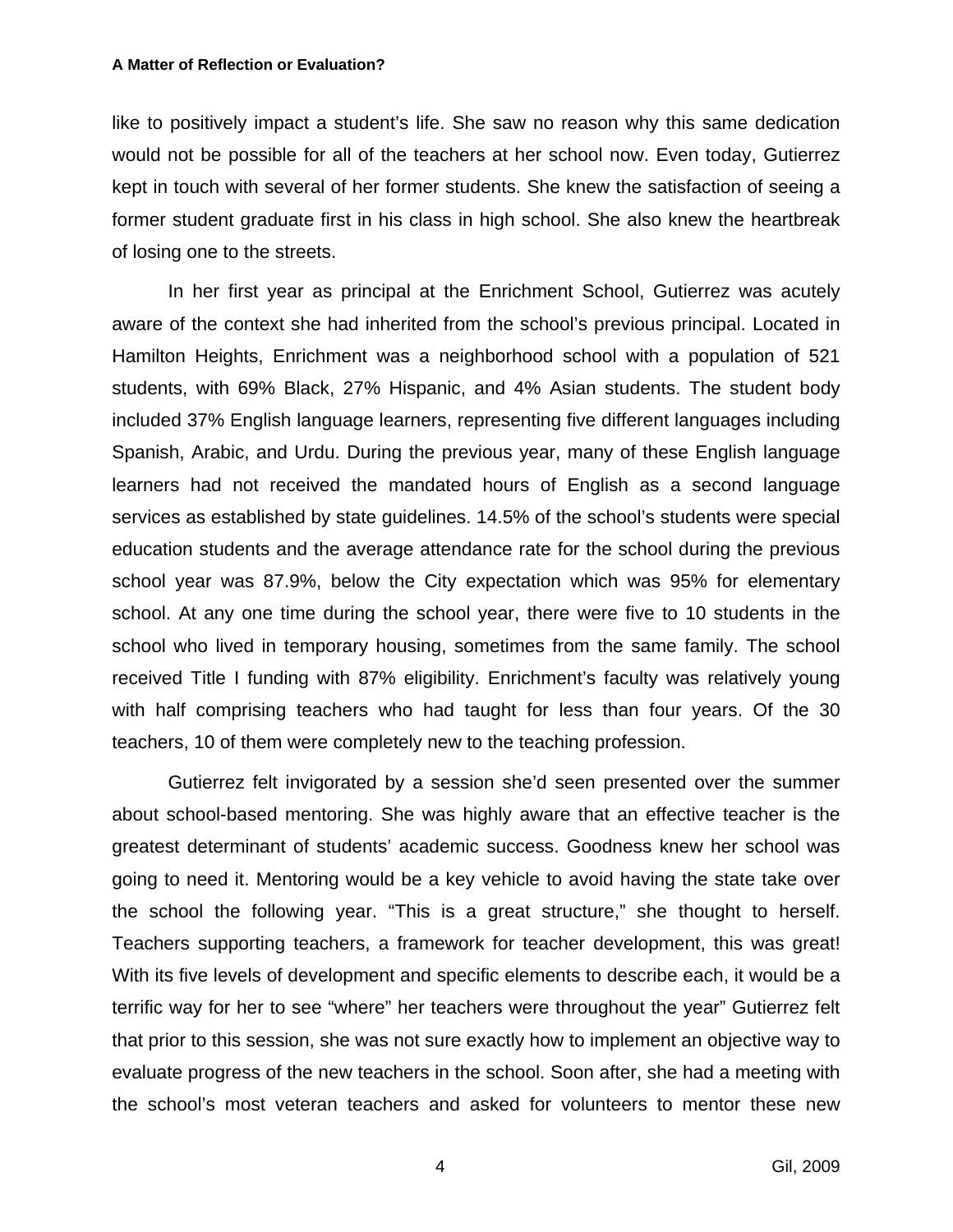like to positively impact a student's life. She saw no reason why this same dedication would not be possible for all of the teachers at her school now. Even today, Gutierrez kept in touch with several of her former students. She knew the satisfaction of seeing a former student graduate first in his class in high school. She also knew the heartbreak of losing one to the streets.

In her first year as principal at the Enrichment School, Gutierrez was acutely aware of the context she had inherited from the school's previous principal. Located in Hamilton Heights, Enrichment was a neighborhood school with a population of 521 students, with 69% Black, 27% Hispanic, and 4% Asian students. The student body included 37% English language learners, representing five different languages including Spanish, Arabic, and Urdu. During the previous year, many of these English language learners had not received the mandated hours of English as a second language services as established by state guidelines. 14.5% of the school's students were special education students and the average attendance rate for the school during the previous school year was 87.9%, below the City expectation which was 95% for elementary school. At any one time during the school year, there were five to 10 students in the school who lived in temporary housing, sometimes from the same family. The school received Title I funding with 87% eligibility. Enrichment's faculty was relatively young with half comprising teachers who had taught for less than four years. Of the 30 teachers, 10 of them were completely new to the teaching profession.

Gutierrez felt invigorated by a session she'd seen presented over the summer about school-based mentoring. She was highly aware that an effective teacher is the greatest determinant of students' academic success. Goodness knew her school was going to need it. Mentoring would be a key vehicle to avoid having the state take over the school the following year. "This is a great structure," she thought to herself. Teachers supporting teachers, a framework for teacher development, this was great! With its five levels of development and specific elements to describe each, it would be a terrific way for her to see "where" her teachers were throughout the year" Gutierrez felt that prior to this session, she was not sure exactly how to implement an objective way to evaluate progress of the new teachers in the school. Soon after, she had a meeting with the school's most veteran teachers and asked for volunteers to mentor these new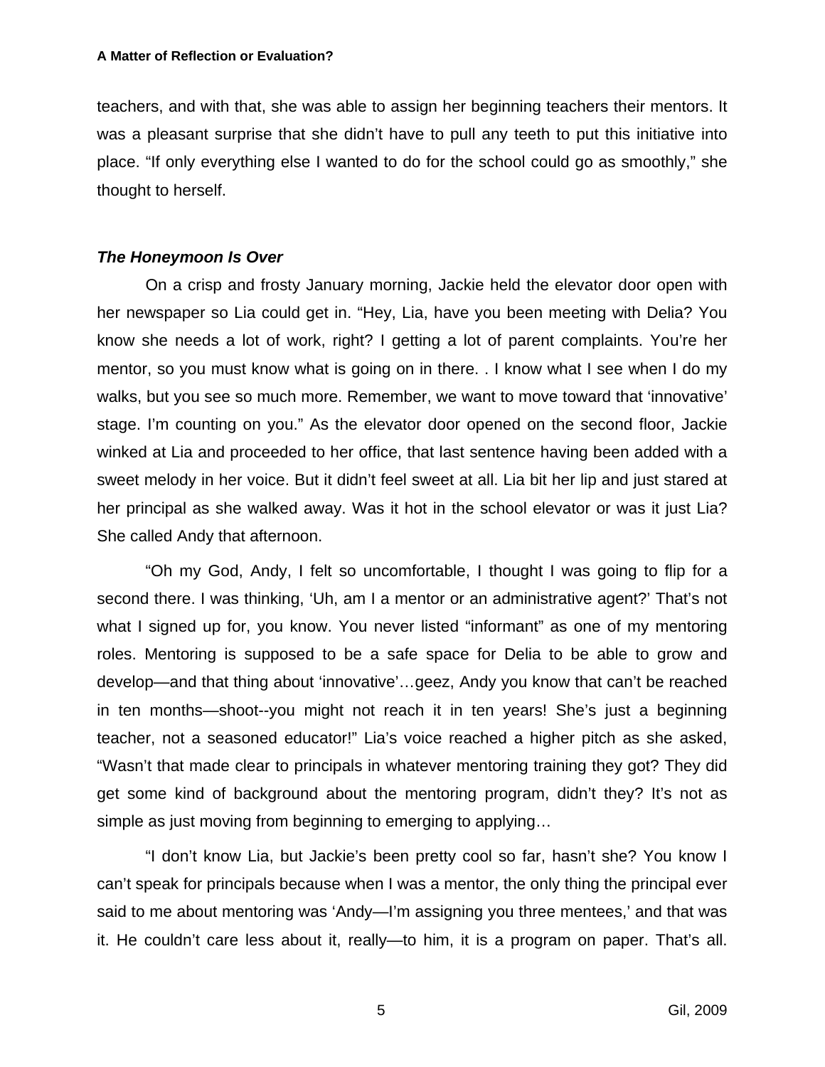teachers, and with that, she was able to assign her beginning teachers their mentors. It was a pleasant surprise that she didn't have to pull any teeth to put this initiative into place. "If only everything else I wanted to do for the school could go as smoothly," she thought to herself.

***The Honeymoon Is Over***

On a crisp and frosty January morning, Jackie held the elevator door open with her newspaper so Lia could get in. "Hey, Lia, have you been meeting with Delia? You know she needs a lot of work, right? I getting a lot of parent complaints. You're her mentor, so you must know what is going on in there. . I know what I see when I do my walks, but you see so much more. Remember, we want to move toward that 'innovative' stage. I'm counting on you." As the elevator door opened on the second floor, Jackie winked at Lia and proceeded to her office, that last sentence having been added with a sweet melody in her voice. But it didn't feel sweet at all. Lia bit her lip and just stared at her principal as she walked away. Was it hot in the school elevator or was it just Lia? She called Andy that afternoon.

"Oh my God, Andy, I felt so uncomfortable, I thought I was going to flip for a second there. I was thinking, 'Uh, am I a mentor or an administrative agent?' That's not what I signed up for, you know. You never listed "informant" as one of my mentoring roles. Mentoring is supposed to be a safe space for Delia to be able to grow and develop—and that thing about 'innovative'…geez, Andy you know that can't be reached in ten months—shoot--you might not reach it in ten years! She's just a beginning teacher, not a seasoned educator!" Lia's voice reached a higher pitch as she asked, "Wasn't that made clear to principals in whatever mentoring training they got? They did get some kind of background about the mentoring program, didn't they? It's not as simple as just moving from beginning to emerging to applying…

"I don't know Lia, but Jackie's been pretty cool so far, hasn't she? You know I can't speak for principals because when I was a mentor, the only thing the principal ever said to me about mentoring was 'Andy—I'm assigning you three mentees,' and that was it. He couldn't care less about it, really—to him, it is a program on paper. That's all.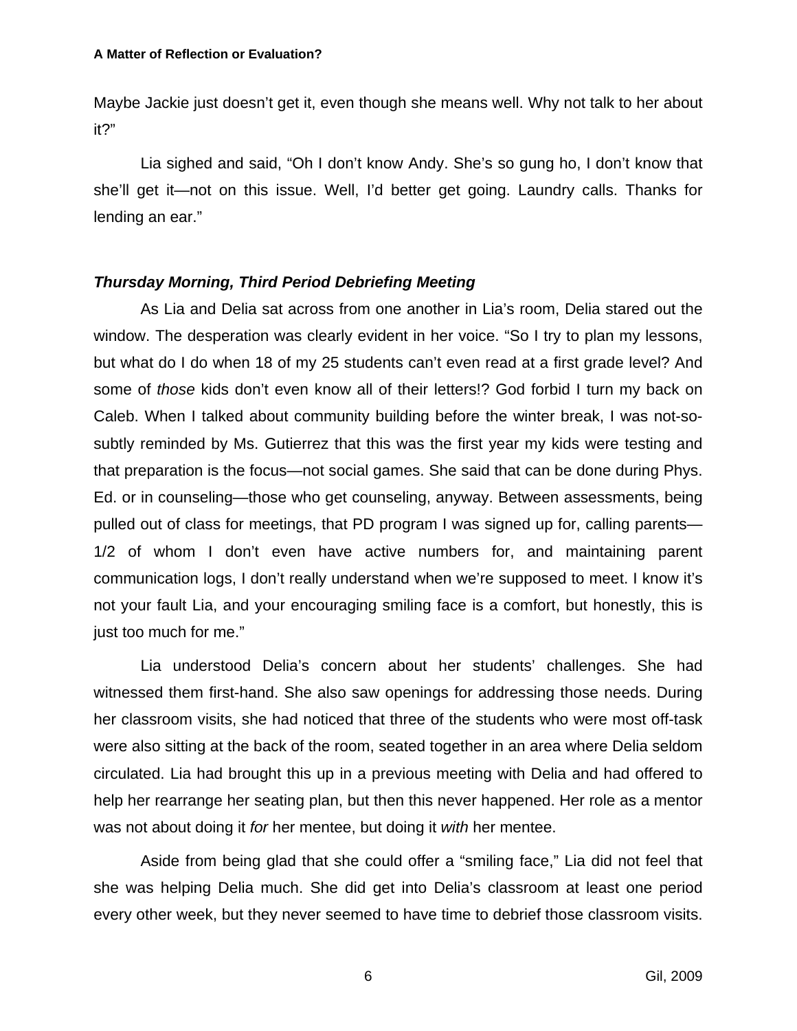Maybe Jackie just doesn't get it, even though she means well. Why not talk to her about it?"

Lia sighed and said, "Oh I don't know Andy. She's so gung ho, I don't know that she'll get it—not on this issue. Well, I'd better get going. Laundry calls. Thanks for lending an ear."

### *Thursday Morning, Third Period Debriefing Meeting*

As Lia and Delia sat across from one another in Lia's room, Delia stared out the window. The desperation was clearly evident in her voice. "So I try to plan my lessons, but what do I do when 18 of my 25 students can't even read at a first grade level? And some of *those* kids don't even know all of their letters!? God forbid I turn my back on Caleb. When I talked about community building before the winter break, I was not-so-subtly reminded by Ms. Gutierrez that this was the first year my kids were testing and that preparation is the focus—not social games. She said that can be done during Phys. Ed. or in counseling—those who get counseling, anyway. Between assessments, being pulled out of class for meetings, that PD program I was signed up for, calling parents—1/2 of whom I don't even have active numbers for, and maintaining parent communication logs, I don't really understand when we're supposed to meet. I know it's not your fault Lia, and your encouraging smiling face is a comfort, but honestly, this is just too much for me."

Lia understood Delia's concern about her students' challenges. She had witnessed them first-hand. She also saw openings for addressing those needs. During her classroom visits, she had noticed that three of the students who were most off-task were also sitting at the back of the room, seated together in an area where Delia seldom circulated. Lia had brought this up in a previous meeting with Delia and had offered to help her rearrange her seating plan, but then this never happened. Her role as a mentor was not about doing it *for* her mentee, but doing it *with* her mentee.

Aside from being glad that she could offer a "smiling face," Lia did not feel that she was helping Delia much. She did get into Delia's classroom at least one period every other week, but they never seemed to have time to debrief those classroom visits.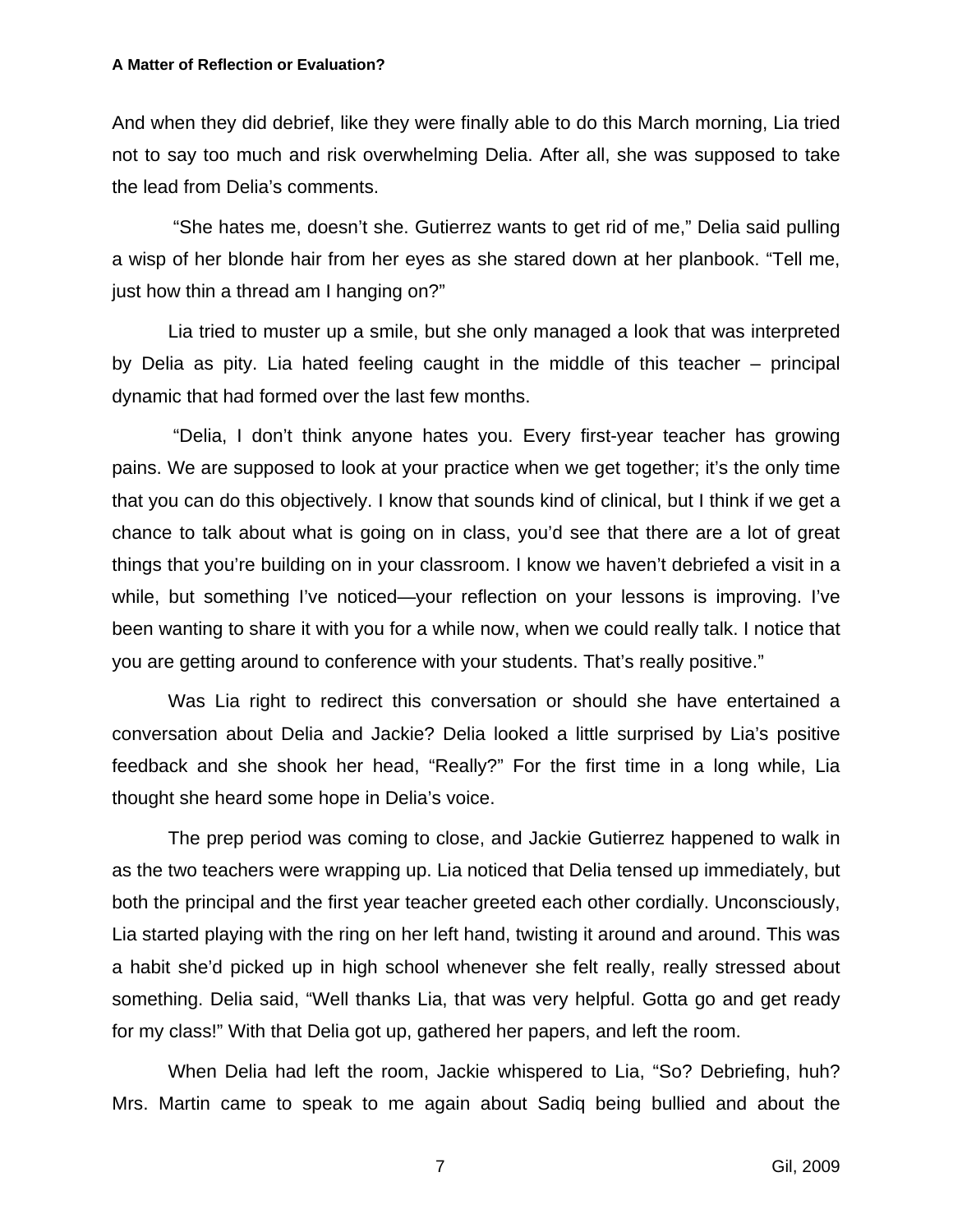And when they did debrief, like they were finally able to do this March morning, Lia tried not to say too much and risk overwhelming Delia. After all, she was supposed to take the lead from Delia's comments.

"She hates me, doesn't she. Gutierrez wants to get rid of me," Delia said pulling a wisp of her blonde hair from her eyes as she stared down at her planbook. "Tell me, just how thin a thread am I hanging on?"

Lia tried to muster up a smile, but she only managed a look that was interpreted by Delia as pity. Lia hated feeling caught in the middle of this teacher – principal dynamic that had formed over the last few months.

"Delia, I don't think anyone hates you. Every first-year teacher has growing pains. We are supposed to look at your practice when we get together; it's the only time that you can do this objectively. I know that sounds kind of clinical, but I think if we get a chance to talk about what is going on in class, you'd see that there are a lot of great things that you're building on in your classroom. I know we haven't debriefed a visit in a while, but something I've noticed—your reflection on your lessons is improving. I've been wanting to share it with you for a while now, when we could really talk. I notice that you are getting around to conference with your students. That's really positive."

Was Lia right to redirect this conversation or should she have entertained a conversation about Delia and Jackie? Delia looked a little surprised by Lia's positive feedback and she shook her head, "Really?" For the first time in a long while, Lia thought she heard some hope in Delia's voice.

The prep period was coming to close, and Jackie Gutierrez happened to walk in as the two teachers were wrapping up. Lia noticed that Delia tensed up immediately, but both the principal and the first year teacher greeted each other cordially. Unconsciously, Lia started playing with the ring on her left hand, twisting it around and around. This was a habit she'd picked up in high school whenever she felt really, really stressed about something. Delia said, "Well thanks Lia, that was very helpful. Gotta go and get ready for my class!" With that Delia got up, gathered her papers, and left the room.

When Delia had left the room, Jackie whispered to Lia, "So? Debriefing, huh? Mrs. Martin came to speak to me again about Sadiq being bullied and about the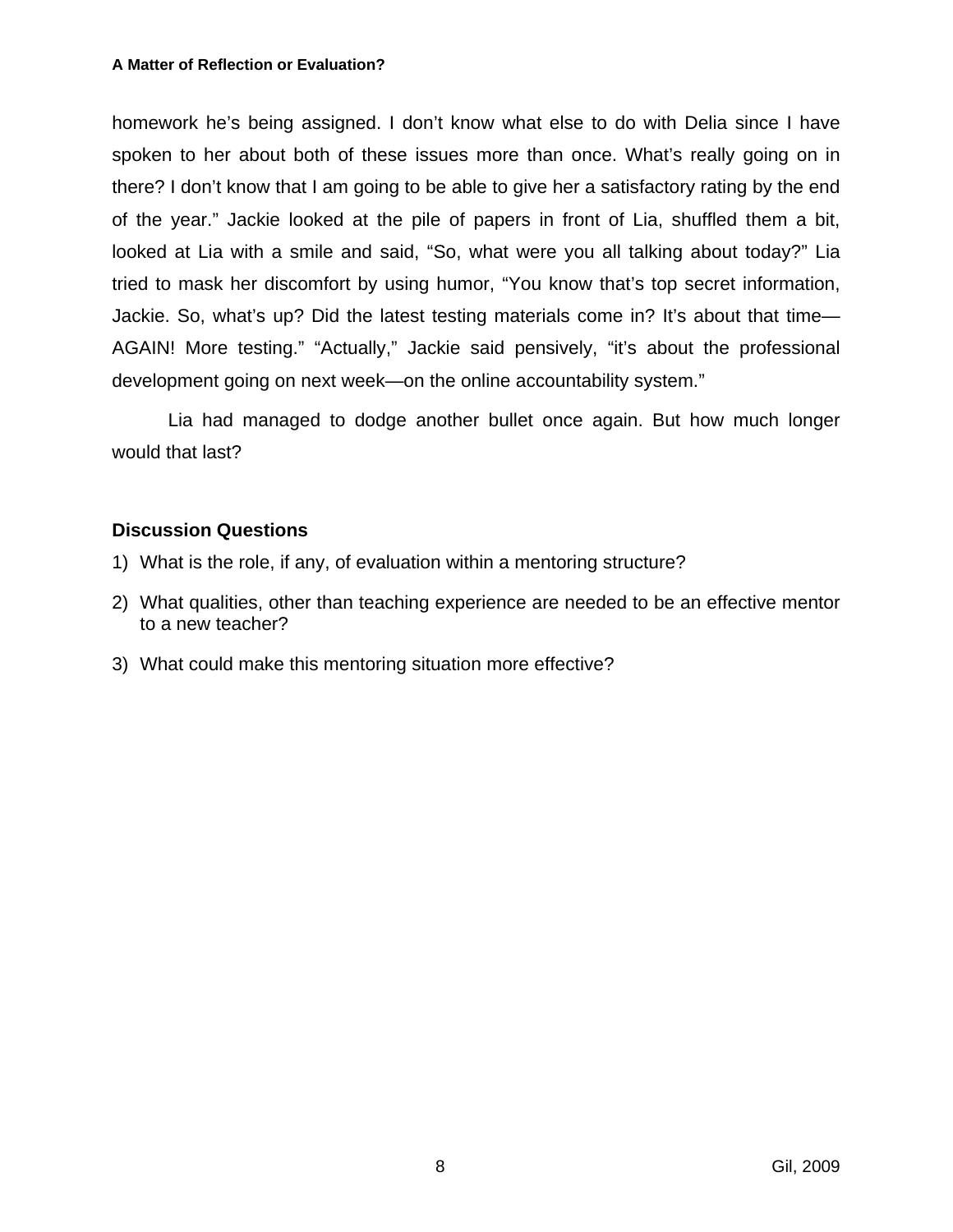homework he's being assigned. I don't know what else to do with Delia since I have spoken to her about both of these issues more than once. What's really going on in there? I don't know that I am going to be able to give her a satisfactory rating by the end of the year." Jackie looked at the pile of papers in front of Lia, shuffled them a bit, looked at Lia with a smile and said, "So, what were you all talking about today?" Lia tried to mask her discomfort by using humor, "You know that's top secret information, Jackie. So, what's up? Did the latest testing materials come in? It's about that time—AGAIN! More testing." "Actually," Jackie said pensively, "it's about the professional development going on next week—on the online accountability system."

Lia had managed to dodge another bullet once again. But how much longer would that last?

## Discussion Questions

1) What is the role, if any, of evaluation within a mentoring structure?
2) What qualities, other than teaching experience are needed to be an effective mentor to a new teacher?
3) What could make this mentoring situation more effective?